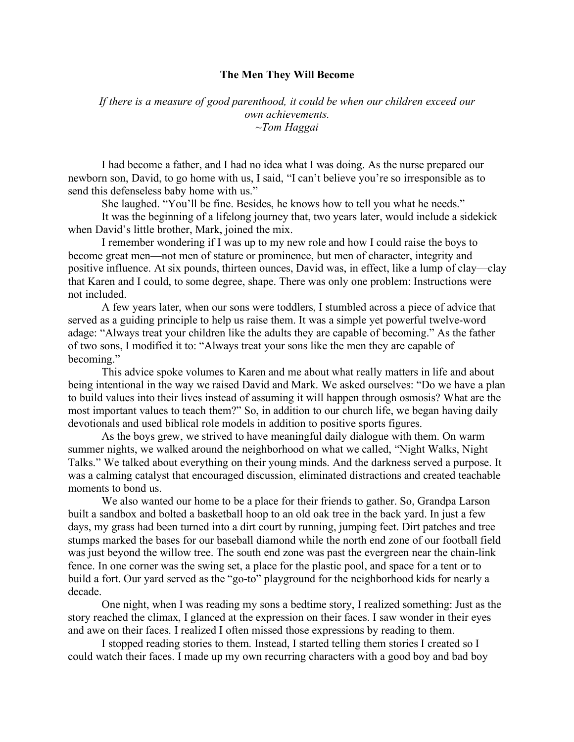**The Men They Will Become**

*If there is a measure of good parenthood, it could be when our children exceed our own achievements.*
*~Tom Haggai*

I had become a father, and I had no idea what I was doing. As the nurse prepared our newborn son, David, to go home with us, I said, "I can't believe you're so irresponsible as to send this defenseless baby home with us."

She laughed. "You'll be fine. Besides, he knows how to tell you what he needs."

It was the beginning of a lifelong journey that, two years later, would include a sidekick when David's little brother, Mark, joined the mix.

I remember wondering if I was up to my new role and how I could raise the boys to become great men—not men of stature or prominence, but men of character, integrity and positive influence. At six pounds, thirteen ounces, David was, in effect, like a lump of clay—clay that Karen and I could, to some degree, shape. There was only one problem: Instructions were not included.

A few years later, when our sons were toddlers, I stumbled across a piece of advice that served as a guiding principle to help us raise them. It was a simple yet powerful twelve-word adage: "Always treat your children like the adults they are capable of becoming." As the father of two sons, I modified it to: "Always treat your sons like the men they are capable of becoming."

This advice spoke volumes to Karen and me about what really matters in life and about being intentional in the way we raised David and Mark. We asked ourselves: "Do we have a plan to build values into their lives instead of assuming it will happen through osmosis? What are the most important values to teach them?" So, in addition to our church life, we began having daily devotionals and used biblical role models in addition to positive sports figures.

As the boys grew, we strived to have meaningful daily dialogue with them. On warm summer nights, we walked around the neighborhood on what we called, "Night Walks, Night Talks." We talked about everything on their young minds. And the darkness served a purpose. It was a calming catalyst that encouraged discussion, eliminated distractions and created teachable moments to bond us.

We also wanted our home to be a place for their friends to gather. So, Grandpa Larson built a sandbox and bolted a basketball hoop to an old oak tree in the back yard. In just a few days, my grass had been turned into a dirt court by running, jumping feet. Dirt patches and tree stumps marked the bases for our baseball diamond while the north end zone of our football field was just beyond the willow tree. The south end zone was past the evergreen near the chain-link fence. In one corner was the swing set, a place for the plastic pool, and space for a tent or to build a fort. Our yard served as the "go-to" playground for the neighborhood kids for nearly a decade.

One night, when I was reading my sons a bedtime story, I realized something: Just as the story reached the climax, I glanced at the expression on their faces. I saw wonder in their eyes and awe on their faces. I realized I often missed those expressions by reading to them.

I stopped reading stories to them. Instead, I started telling them stories I created so I could watch their faces. I made up my own recurring characters with a good boy and bad boy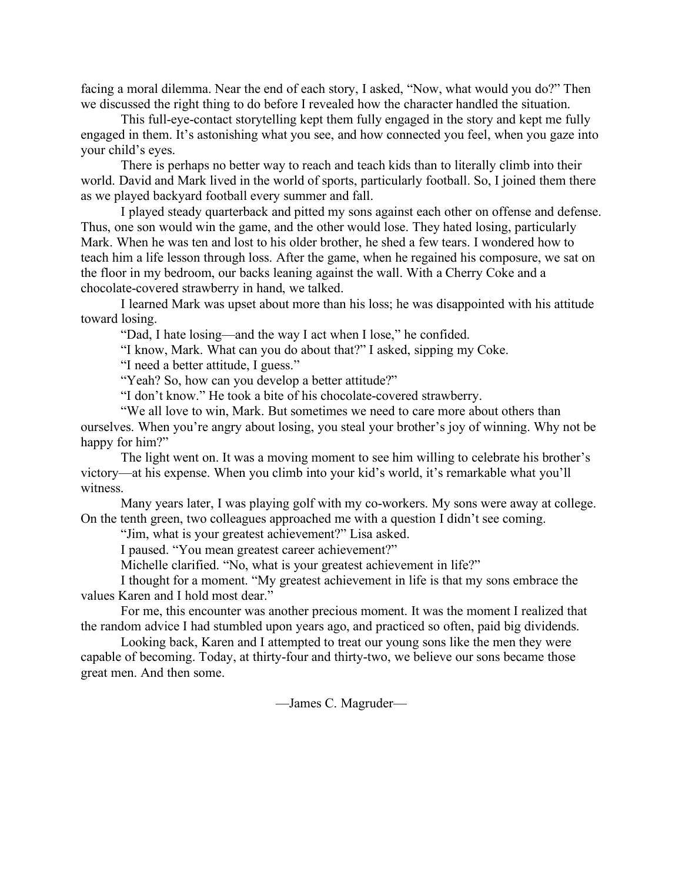facing a moral dilemma. Near the end of each story, I asked, "Now, what would you do?" Then we discussed the right thing to do before I revealed how the character handled the situation.

This full-eye-contact storytelling kept them fully engaged in the story and kept me fully engaged in them. It's astonishing what you see, and how connected you feel, when you gaze into your child's eyes.

There is perhaps no better way to reach and teach kids than to literally climb into their world. David and Mark lived in the world of sports, particularly football. So, I joined them there as we played backyard football every summer and fall.

I played steady quarterback and pitted my sons against each other on offense and defense. Thus, one son would win the game, and the other would lose. They hated losing, particularly Mark. When he was ten and lost to his older brother, he shed a few tears. I wondered how to teach him a life lesson through loss. After the game, when he regained his composure, we sat on the floor in my bedroom, our backs leaning against the wall. With a Cherry Coke and a chocolate-covered strawberry in hand, we talked.

I learned Mark was upset about more than his loss; he was disappointed with his attitude toward losing.

"Dad, I hate losing—and the way I act when I lose," he confided.

"I know, Mark. What can you do about that?" I asked, sipping my Coke.

"I need a better attitude, I guess."

"Yeah? So, how can you develop a better attitude?"

"I don't know." He took a bite of his chocolate-covered strawberry.

"We all love to win, Mark. But sometimes we need to care more about others than ourselves. When you're angry about losing, you steal your brother's joy of winning. Why not be happy for him?"

The light went on. It was a moving moment to see him willing to celebrate his brother's victory—at his expense. When you climb into your kid's world, it's remarkable what you'll witness.

Many years later, I was playing golf with my co-workers. My sons were away at college. On the tenth green, two colleagues approached me with a question I didn't see coming.

"Jim, what is your greatest achievement?" Lisa asked.

I paused. "You mean greatest career achievement?"

Michelle clarified. "No, what is your greatest achievement in life?"

I thought for a moment. "My greatest achievement in life is that my sons embrace the values Karen and I hold most dear."

For me, this encounter was another precious moment. It was the moment I realized that the random advice I had stumbled upon years ago, and practiced so often, paid big dividends.

Looking back, Karen and I attempted to treat our young sons like the men they were capable of becoming. Today, at thirty-four and thirty-two, we believe our sons became those great men. And then some.

—James C. Magruder—